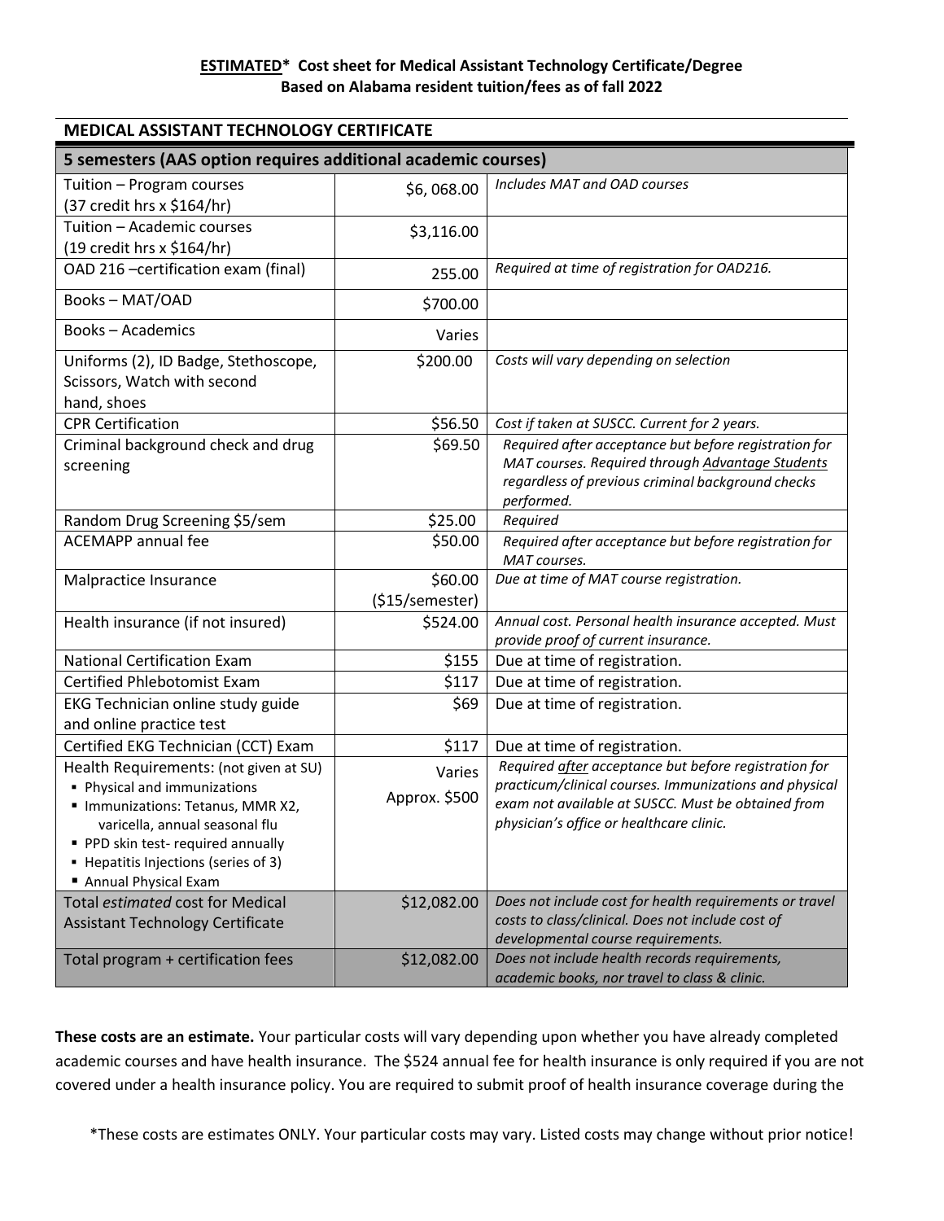**ESTIMATED*  Cost sheet for Medical Assistant Technology Certificate/Degree**
**Based on Alabama resident tuition/fees as of fall 2022**

## MEDICAL ASSISTANT TECHNOLOGY CERTIFICATE

| 5 semesters (AAS option requires additional academic courses) | | |
|---|---|---|
| Tuition – Program courses (37 credit hrs x $164/hr) | $6, 068.00 | *Includes MAT and OAD courses* |
| Tuition – Academic courses (19 credit hrs x $164/hr) | $3,116.00 | |
| OAD 216 –certification exam (final) | 255.00 | *Required at time of registration for OAD216.* |
| Books – MAT/OAD | $700.00 | |
| Books – Academics | Varies | |
| Uniforms (2), ID Badge, Stethoscope, Scissors, Watch with second hand, shoes | $200.00 | *Costs will vary depending on selection* |
| CPR Certification | $56.50 | *Cost if taken at SUSCC. Current for 2 years.* |
| Criminal background check and drug screening | $69.50 | *Required after acceptance but before registration for MAT courses. Required through Advantage Students regardless of previous criminal background checks performed.* |
| Random Drug Screening $5/sem | $25.00 | *Required* |
| ACEMAPP annual fee | $50.00 | *Required after acceptance but before registration for MAT courses.* |
| Malpractice Insurance | $60.00 ($15/semester) | *Due at time of MAT course registration.* |
| Health insurance (if not insured) | $524.00 | *Annual cost. Personal health insurance accepted. Must provide proof of current insurance.* |
| National Certification Exam | $155 | Due at time of registration. |
| Certified Phlebotomist Exam | $117 | Due at time of registration. |
| EKG Technician online study guide and online practice test | $69 | Due at time of registration. |
| Certified EKG Technician (CCT) Exam | $117 | Due at time of registration. |
| Health Requirements: (not given at SU)<br>▪ Physical and immunizations<br>▪ Immunizations: Tetanus, MMR X2, varicella, annual seasonal flu<br>▪ PPD skin test- required annually<br>▪ Hepatitis Injections (series of 3)<br>▪ Annual Physical Exam | Varies<br>Approx. $500 | *Required after acceptance but before registration for practicum/clinical courses. Immunizations and physical exam not available at SUSCC. Must be obtained from physician's office or healthcare clinic.* |
| Total *estimated* cost for Medical Assistant Technology Certificate | $12,082.00 | *Does not include cost for health requirements or travel costs to class/clinical. Does not include cost of developmental course requirements.* |
| Total program + certification fees | $12,082.00 | *Does not include health records requirements, academic books, nor travel to class & clinic.* |

**These costs are an estimate.** Your particular costs will vary depending upon whether you have already completed academic courses and have health insurance. The $524 annual fee for health insurance is only required if you are not covered under a health insurance policy. You are required to submit proof of health insurance coverage during the

*These costs are estimates ONLY. Your particular costs may vary. Listed costs may change without prior notice!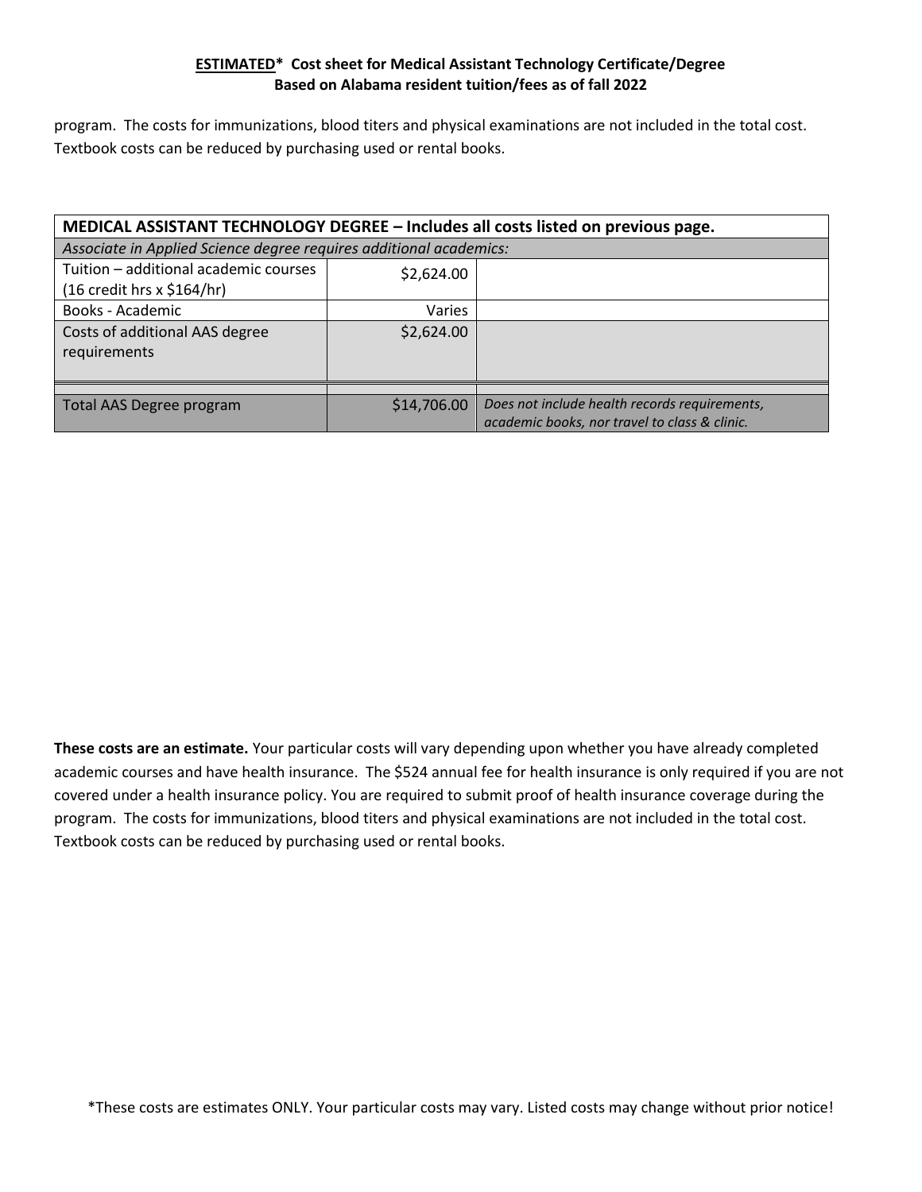**ESTIMATED*  Cost sheet for Medical Assistant Technology Certificate/Degree**
**Based on Alabama resident tuition/fees as of fall 2022**

program.  The costs for immunizations, blood titers and physical examinations are not included in the total cost. Textbook costs can be reduced by purchasing used or rental books.

| MEDICAL ASSISTANT TECHNOLOGY DEGREE – Includes all costs listed on previous page. | | |
|---|---|---|
| *Associate in Applied Science degree requires additional academics:* | | |
| Tuition – additional academic courses (16 credit hrs x $164/hr) | $2,624.00 | |
| Books - Academic | Varies | |
| Costs of additional AAS degree requirements | $2,624.00 | |
| | | |
| Total AAS Degree program | $14,706.00 | *Does not include health records requirements, academic books, nor travel to class & clinic.* |

**These costs are an estimate.** Your particular costs will vary depending upon whether you have already completed academic courses and have health insurance.  The $524 annual fee for health insurance is only required if you are not covered under a health insurance policy. You are required to submit proof of health insurance coverage during the program.  The costs for immunizations, blood titers and physical examinations are not included in the total cost. Textbook costs can be reduced by purchasing used or rental books.

*These costs are estimates ONLY. Your particular costs may vary. Listed costs may change without prior notice!